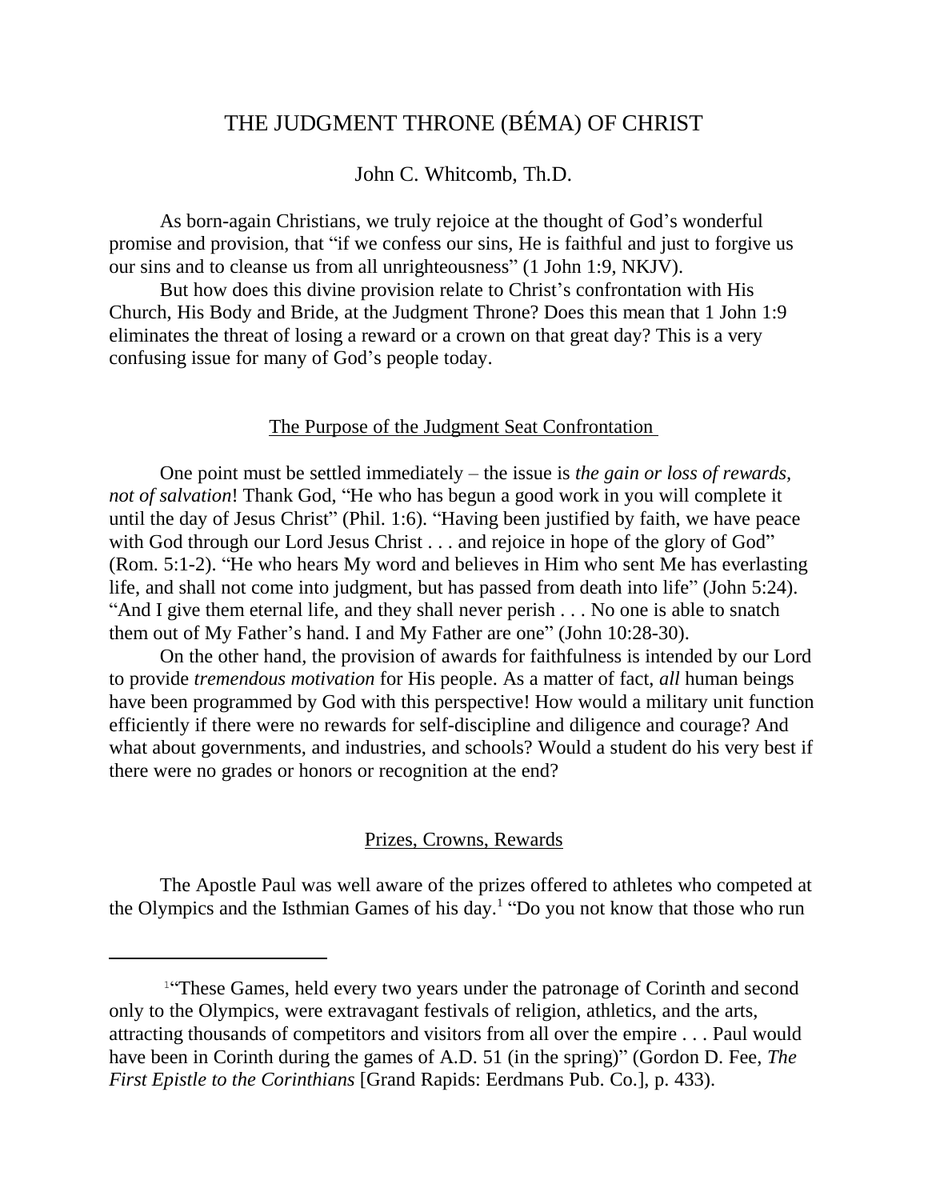# THE JUDGMENT THRONE (BÉMA) OF CHRIST

John C. Whitcomb, Th.D.

As born-again Christians, we truly rejoice at the thought of God's wonderful promise and provision, that "if we confess our sins, He is faithful and just to forgive us our sins and to cleanse us from all unrighteousness" (1 John 1:9, NKJV).

But how does this divine provision relate to Christ's confrontation with His Church, His Body and Bride, at the Judgment Throne? Does this mean that 1 John 1:9 eliminates the threat of losing a reward or a crown on that great day? This is a very confusing issue for many of God's people today.

## The Purpose of the Judgment Seat Confrontation

One point must be settled immediately – the issue is *the gain or loss of rewards, not of salvation*! Thank God, "He who has begun a good work in you will complete it until the day of Jesus Christ" (Phil. 1:6). "Having been justified by faith, we have peace with God through our Lord Jesus Christ . . . and rejoice in hope of the glory of God" (Rom. 5:1-2). "He who hears My word and believes in Him who sent Me has everlasting life, and shall not come into judgment, but has passed from death into life" (John 5:24). "And I give them eternal life, and they shall never perish . . . No one is able to snatch them out of My Father's hand. I and My Father are one" (John 10:28-30).

On the other hand, the provision of awards for faithfulness is intended by our Lord to provide *tremendous motivation* for His people. As a matter of fact, *all* human beings have been programmed by God with this perspective! How would a military unit function efficiently if there were no rewards for self-discipline and diligence and courage? And what about governments, and industries, and schools? Would a student do his very best if there were no grades or honors or recognition at the end?

## Prizes, Crowns, Rewards

The Apostle Paul was well aware of the prizes offered to athletes who competed at the Olympics and the Isthmian Games of his day.[1] "Do you not know that those who run

---

[1] "These Games, held every two years under the patronage of Corinth and second only to the Olympics, were extravagant festivals of religion, athletics, and the arts, attracting thousands of competitors and visitors from all over the empire . . . Paul would have been in Corinth during the games of A.D. 51 (in the spring)" (Gordon D. Fee, *The First Epistle to the Corinthians* [Grand Rapids: Eerdmans Pub. Co.], p. 433).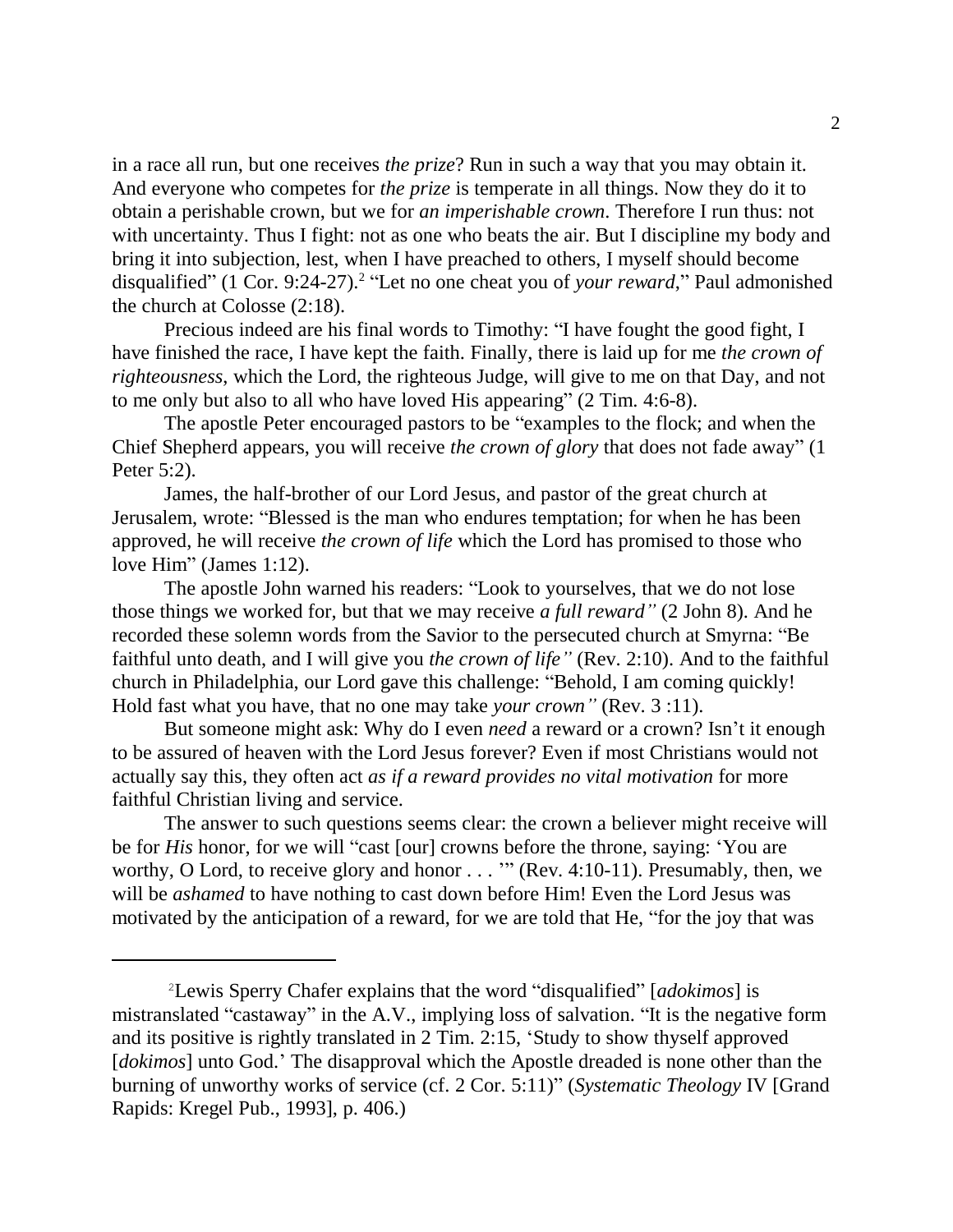in a race all run, but one receives *the prize*? Run in such a way that you may obtain it. And everyone who competes for *the prize* is temperate in all things. Now they do it to obtain a perishable crown, but we for *an imperishable crown*. Therefore I run thus: not with uncertainty. Thus I fight: not as one who beats the air. But I discipline my body and bring it into subjection, lest, when I have preached to others, I myself should become disqualified" (1 Cor. 9:24-27).[2] "Let no one cheat you of *your reward*," Paul admonished the church at Colosse (2:18).

Precious indeed are his final words to Timothy: "I have fought the good fight, I have finished the race, I have kept the faith. Finally, there is laid up for me *the crown of righteousness*, which the Lord, the righteous Judge, will give to me on that Day, and not to me only but also to all who have loved His appearing" (2 Tim. 4:6-8).

The apostle Peter encouraged pastors to be "examples to the flock; and when the Chief Shepherd appears, you will receive *the crown of glory* that does not fade away" (1 Peter 5:2).

James, the half-brother of our Lord Jesus, and pastor of the great church at Jerusalem, wrote: "Blessed is the man who endures temptation; for when he has been approved, he will receive *the crown of life* which the Lord has promised to those who love Him" (James 1:12).

The apostle John warned his readers: "Look to yourselves, that we do not lose those things we worked for, but that we may receive *a full reward"* (2 John 8). And he recorded these solemn words from the Savior to the persecuted church at Smyrna: "Be faithful unto death, and I will give you *the crown of life"* (Rev. 2:10). And to the faithful church in Philadelphia, our Lord gave this challenge: "Behold, I am coming quickly! Hold fast what you have, that no one may take *your crown"* (Rev. 3 :11).

But someone might ask: Why do I even *need* a reward or a crown? Isn't it enough to be assured of heaven with the Lord Jesus forever? Even if most Christians would not actually say this, they often act *as if a reward provides no vital motivation* for more faithful Christian living and service.

The answer to such questions seems clear: the crown a believer might receive will be for *His* honor, for we will "cast [our] crowns before the throne, saying: 'You are worthy, O Lord, to receive glory and honor . . . '" (Rev. 4:10-11). Presumably, then, we will be *ashamed* to have nothing to cast down before Him! Even the Lord Jesus was motivated by the anticipation of a reward, for we are told that He, "for the joy that was

---

[2] Lewis Sperry Chafer explains that the word "disqualified" [*adokimos*] is mistranslated "castaway" in the A.V., implying loss of salvation. "It is the negative form and its positive is rightly translated in 2 Tim. 2:15, 'Study to show thyself approved [*dokimos*] unto God.' The disapproval which the Apostle dreaded is none other than the burning of unworthy works of service (cf. 2 Cor. 5:11)" (*Systematic Theology* IV [Grand Rapids: Kregel Pub., 1993], p. 406.)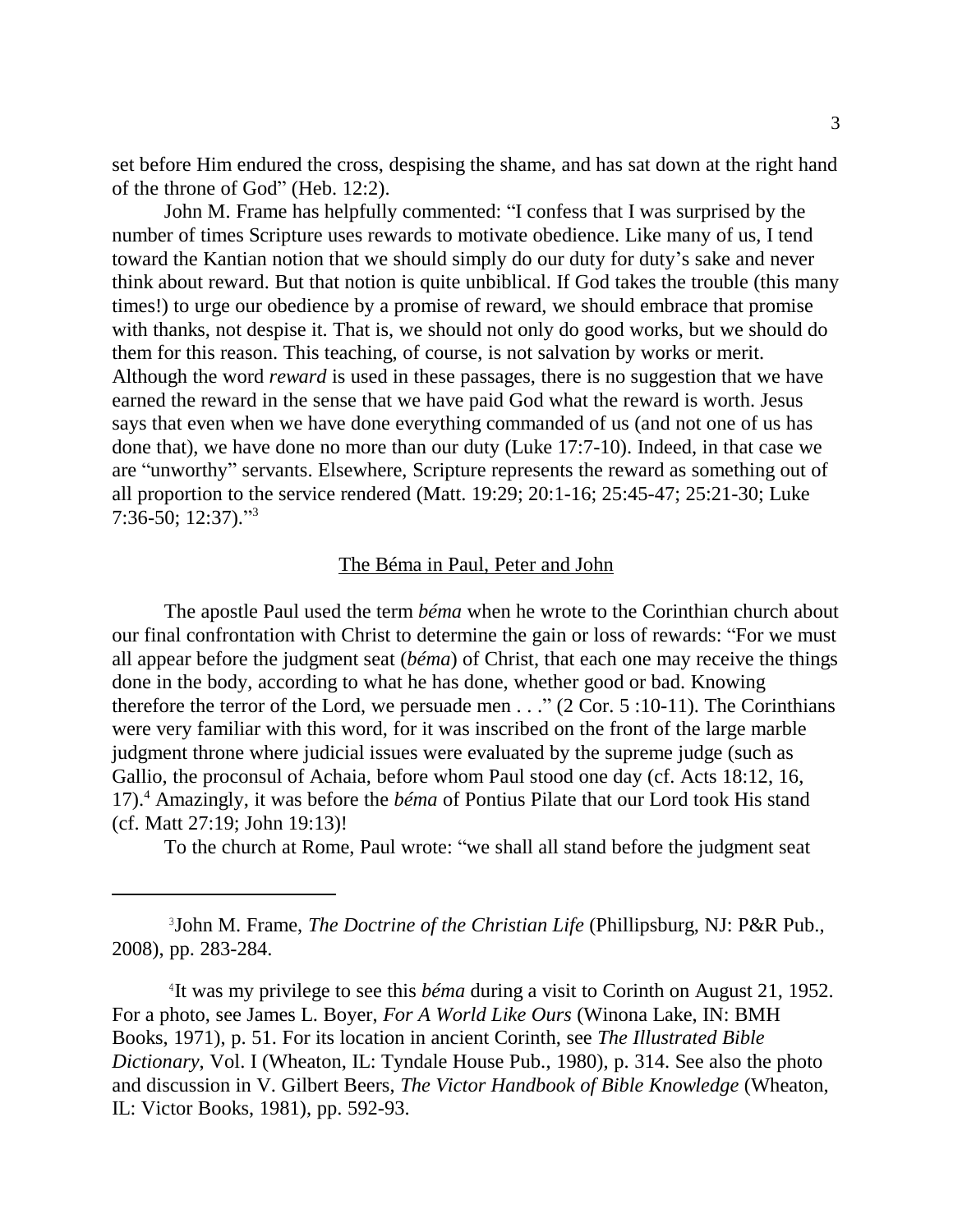set before Him endured the cross, despising the shame, and has sat down at the right hand of the throne of God" (Heb. 12:2).

John M. Frame has helpfully commented: "I confess that I was surprised by the number of times Scripture uses rewards to motivate obedience. Like many of us, I tend toward the Kantian notion that we should simply do our duty for duty's sake and never think about reward. But that notion is quite unbiblical. If God takes the trouble (this many times!) to urge our obedience by a promise of reward, we should embrace that promise with thanks, not despise it. That is, we should not only do good works, but we should do them for this reason. This teaching, of course, is not salvation by works or merit. Although the word *reward* is used in these passages, there is no suggestion that we have earned the reward in the sense that we have paid God what the reward is worth. Jesus says that even when we have done everything commanded of us (and not one of us has done that), we have done no more than our duty (Luke 17:7-10). Indeed, in that case we are "unworthy" servants. Elsewhere, Scripture represents the reward as something out of all proportion to the service rendered (Matt. 19:29; 20:1-16; 25:45-47; 25:21-30; Luke 7:36-50; 12:37)."[3]

## The Béma in Paul, Peter and John

The apostle Paul used the term *béma* when he wrote to the Corinthian church about our final confrontation with Christ to determine the gain or loss of rewards: "For we must all appear before the judgment seat (*béma*) of Christ, that each one may receive the things done in the body, according to what he has done, whether good or bad. Knowing therefore the terror of the Lord, we persuade men . . ." (2 Cor. 5 :10-11). The Corinthians were very familiar with this word, for it was inscribed on the front of the large marble judgment throne where judicial issues were evaluated by the supreme judge (such as Gallio, the proconsul of Achaia, before whom Paul stood one day (cf. Acts 18:12, 16, 17).[4] Amazingly, it was before the *béma* of Pontius Pilate that our Lord took His stand (cf. Matt 27:19; John 19:13)!

To the church at Rome, Paul wrote: "we shall all stand before the judgment seat

---

[3] John M. Frame, *The Doctrine of the Christian Life* (Phillipsburg, NJ: P&R Pub., 2008), pp. 283-284.

[4] It was my privilege to see this *béma* during a visit to Corinth on August 21, 1952. For a photo, see James L. Boyer, *For A World Like Ours* (Winona Lake, IN: BMH Books, 1971), p. 51. For its location in ancient Corinth, see *The Illustrated Bible Dictionary*, Vol. I (Wheaton, IL: Tyndale House Pub., 1980), p. 314. See also the photo and discussion in V. Gilbert Beers, *The Victor Handbook of Bible Knowledge* (Wheaton, IL: Victor Books, 1981), pp. 592-93.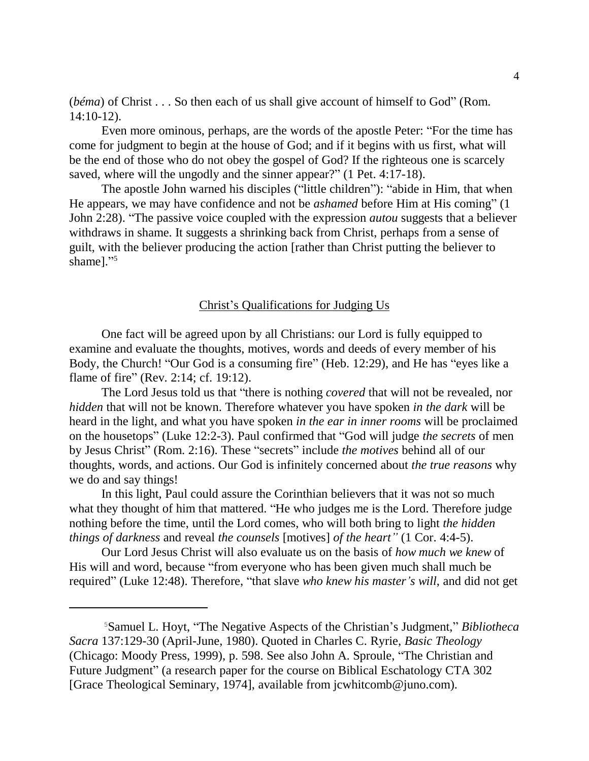(*béma*) of Christ . . . So then each of us shall give account of himself to God" (Rom. 14:10-12).

Even more ominous, perhaps, are the words of the apostle Peter: "For the time has come for judgment to begin at the house of God; and if it begins with us first, what will be the end of those who do not obey the gospel of God? If the righteous one is scarcely saved, where will the ungodly and the sinner appear?" (1 Pet. 4:17-18).

The apostle John warned his disciples ("little children"): "abide in Him, that when He appears, we may have confidence and not be *ashamed* before Him at His coming" (1 John 2:28). "The passive voice coupled with the expression *autou* suggests that a believer withdraws in shame. It suggests a shrinking back from Christ, perhaps from a sense of guilt, with the believer producing the action [rather than Christ putting the believer to shame]."[5]

## Christ's Qualifications for Judging Us

One fact will be agreed upon by all Christians: our Lord is fully equipped to examine and evaluate the thoughts, motives, words and deeds of every member of his Body, the Church! "Our God is a consuming fire" (Heb. 12:29), and He has "eyes like a flame of fire" (Rev. 2:14; cf. 19:12).

The Lord Jesus told us that "there is nothing *covered* that will not be revealed, nor *hidden* that will not be known. Therefore whatever you have spoken *in the dark* will be heard in the light, and what you have spoken *in the ear in inner rooms* will be proclaimed on the housetops" (Luke 12:2-3). Paul confirmed that "God will judge *the secrets* of men by Jesus Christ" (Rom. 2:16). These "secrets" include *the motives* behind all of our thoughts, words, and actions. Our God is infinitely concerned about *the true reasons* why we do and say things!

In this light, Paul could assure the Corinthian believers that it was not so much what they thought of him that mattered. "He who judges me is the Lord. Therefore judge nothing before the time, until the Lord comes, who will both bring to light *the hidden things of darkness* and reveal *the counsels* [motives] *of the heart"* (1 Cor. 4:4-5).

Our Lord Jesus Christ will also evaluate us on the basis of *how much we knew* of His will and word, because "from everyone who has been given much shall much be required" (Luke 12:48). Therefore, "that slave *who knew his master's will*, and did not get

---

[5] Samuel L. Hoyt, "The Negative Aspects of the Christian's Judgment," *Bibliotheca Sacra* 137:129-30 (April-June, 1980). Quoted in Charles C. Ryrie, *Basic Theology* (Chicago: Moody Press, 1999), p. 598. See also John A. Sproule, "The Christian and Future Judgment" (a research paper for the course on Biblical Eschatology CTA 302 [Grace Theological Seminary, 1974], available from jcwhitcomb@juno.com).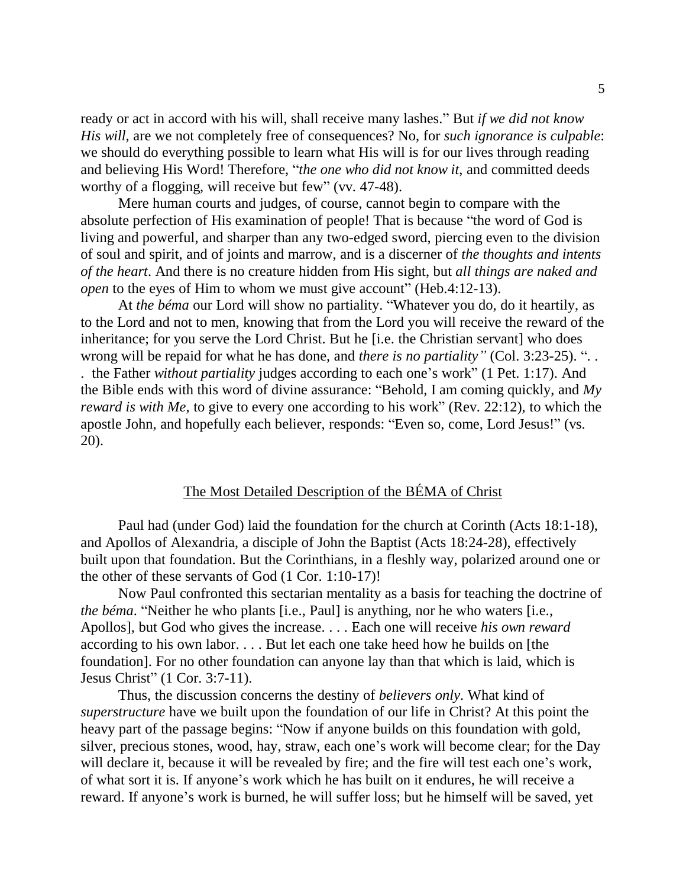ready or act in accord with his will, shall receive many lashes." But *if we did not know His will*, are we not completely free of consequences? No, for *such ignorance is culpable*: we should do everything possible to learn what His will is for our lives through reading and believing His Word! Therefore, "*the one who did not know it,* and committed deeds worthy of a flogging, will receive but few" (vv. 47-48).

Mere human courts and judges, of course, cannot begin to compare with the absolute perfection of His examination of people! That is because "the word of God is living and powerful, and sharper than any two-edged sword, piercing even to the division of soul and spirit, and of joints and marrow, and is a discerner of *the thoughts and intents of the heart*. And there is no creature hidden from His sight, but *all things are naked and open* to the eyes of Him to whom we must give account" (Heb.4:12-13).

At *the béma* our Lord will show no partiality. "Whatever you do, do it heartily, as to the Lord and not to men, knowing that from the Lord you will receive the reward of the inheritance; for you serve the Lord Christ. But he [i.e. the Christian servant] who does wrong will be repaid for what he has done, and *there is no partiality"* (Col. 3:23-25). ". . . the Father *without partiality* judges according to each one's work" (1 Pet. 1:17). And the Bible ends with this word of divine assurance: "Behold, I am coming quickly, and *My reward is with Me*, to give to every one according to his work" (Rev. 22:12), to which the apostle John, and hopefully each believer, responds: "Even so, come, Lord Jesus!" (vs. 20).

## The Most Detailed Description of the BÉMA of Christ

Paul had (under God) laid the foundation for the church at Corinth (Acts 18:1-18), and Apollos of Alexandria, a disciple of John the Baptist (Acts 18:24-28), effectively built upon that foundation. But the Corinthians, in a fleshly way, polarized around one or the other of these servants of God (1 Cor. 1:10-17)!

Now Paul confronted this sectarian mentality as a basis for teaching the doctrine of *the béma*. "Neither he who plants [i.e., Paul] is anything, nor he who waters [i.e., Apollos], but God who gives the increase. . . . Each one will receive *his own reward* according to his own labor. . . . But let each one take heed how he builds on [the foundation]. For no other foundation can anyone lay than that which is laid, which is Jesus Christ" (1 Cor. 3:7-11).

Thus, the discussion concerns the destiny of *believers only*. What kind of *superstructure* have we built upon the foundation of our life in Christ? At this point the heavy part of the passage begins: "Now if anyone builds on this foundation with gold, silver, precious stones, wood, hay, straw, each one's work will become clear; for the Day will declare it, because it will be revealed by fire; and the fire will test each one's work, of what sort it is. If anyone's work which he has built on it endures, he will receive a reward. If anyone's work is burned, he will suffer loss; but he himself will be saved, yet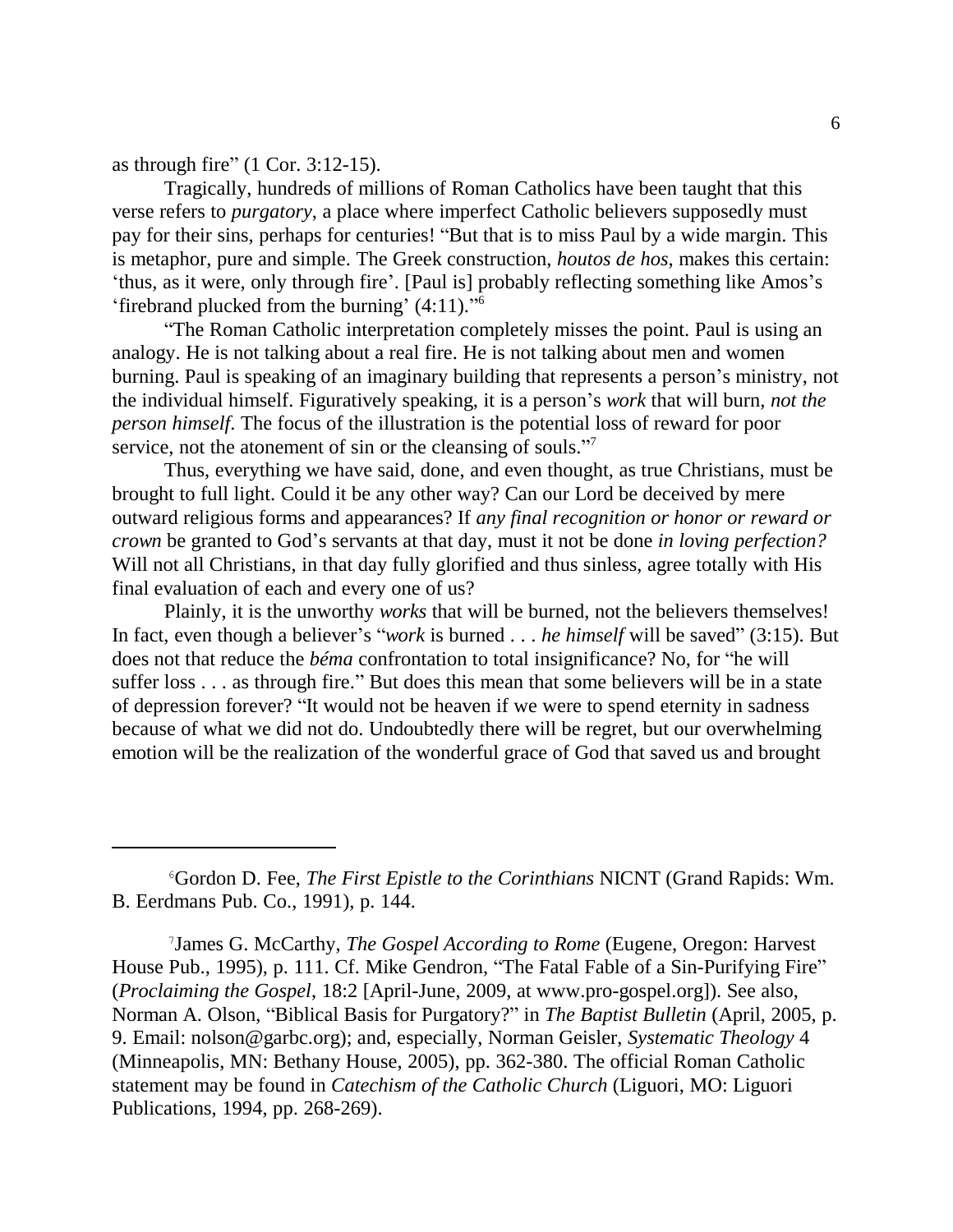as through fire" (1 Cor. 3:12-15).

Tragically, hundreds of millions of Roman Catholics have been taught that this verse refers to *purgatory*, a place where imperfect Catholic believers supposedly must pay for their sins, perhaps for centuries! "But that is to miss Paul by a wide margin. This is metaphor, pure and simple. The Greek construction, *houtos de hos*, makes this certain: 'thus, as it were, only through fire'. [Paul is] probably reflecting something like Amos's 'firebrand plucked from the burning' (4:11)."[6]

"The Roman Catholic interpretation completely misses the point. Paul is using an analogy. He is not talking about a real fire. He is not talking about men and women burning. Paul is speaking of an imaginary building that represents a person's ministry, not the individual himself. Figuratively speaking, it is a person's *work* that will burn, *not the person himself*. The focus of the illustration is the potential loss of reward for poor service, not the atonement of sin or the cleansing of souls."[7]

Thus, everything we have said, done, and even thought, as true Christians, must be brought to full light. Could it be any other way? Can our Lord be deceived by mere outward religious forms and appearances? If *any final recognition or honor or reward or crown* be granted to God's servants at that day, must it not be done *in loving perfection?* Will not all Christians, in that day fully glorified and thus sinless, agree totally with His final evaluation of each and every one of us?

Plainly, it is the unworthy *works* that will be burned, not the believers themselves! In fact, even though a believer's "*work* is burned . . . *he himself* will be saved" (3:15). But does not that reduce the *béma* confrontation to total insignificance? No, for "he will suffer loss . . . as through fire." But does this mean that some believers will be in a state of depression forever? "It would not be heaven if we were to spend eternity in sadness because of what we did not do. Undoubtedly there will be regret, but our overwhelming emotion will be the realization of the wonderful grace of God that saved us and brought

---

[6] Gordon D. Fee, *The First Epistle to the Corinthians* NICNT (Grand Rapids: Wm. B. Eerdmans Pub. Co., 1991), p. 144.

[7] James G. McCarthy, *The Gospel According to Rome* (Eugene, Oregon: Harvest House Pub., 1995), p. 111. Cf. Mike Gendron, "The Fatal Fable of a Sin-Purifying Fire" (*Proclaiming the Gospel*, 18:2 [April-June, 2009, at www.pro-gospel.org]). See also, Norman A. Olson, "Biblical Basis for Purgatory?" in *The Baptist Bulletin* (April, 2005, p. 9. Email: nolson@garbc.org); and, especially, Norman Geisler, *Systematic Theology* 4 (Minneapolis, MN: Bethany House, 2005), pp. 362-380. The official Roman Catholic statement may be found in *Catechism of the Catholic Church* (Liguori, MO: Liguori Publications, 1994, pp. 268-269).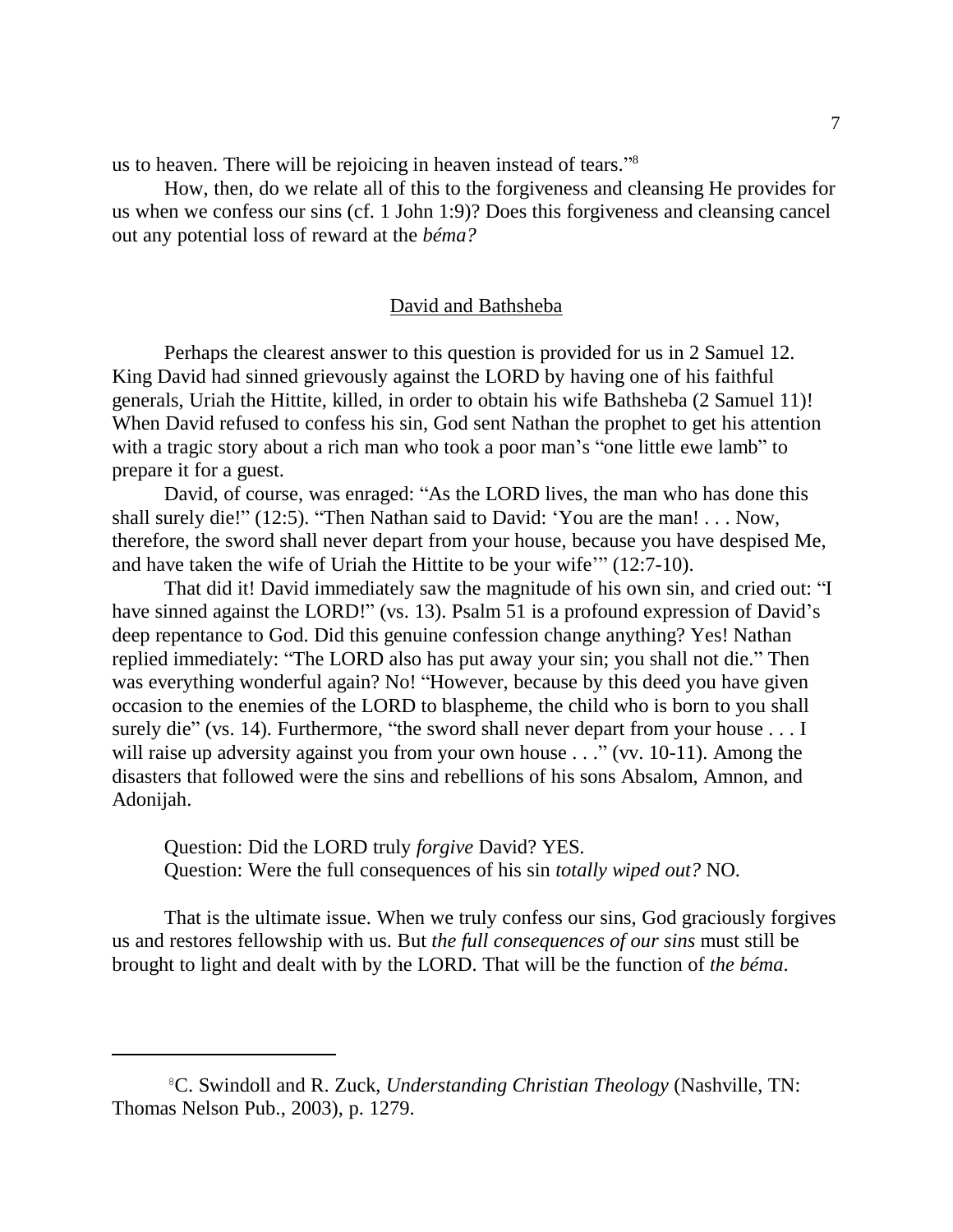us to heaven. There will be rejoicing in heaven instead of tears."[8]

How, then, do we relate all of this to the forgiveness and cleansing He provides for us when we confess our sins (cf. 1 John 1:9)? Does this forgiveness and cleansing cancel out any potential loss of reward at the *béma?*

## David and Bathsheba

Perhaps the clearest answer to this question is provided for us in 2 Samuel 12. King David had sinned grievously against the LORD by having one of his faithful generals, Uriah the Hittite, killed, in order to obtain his wife Bathsheba (2 Samuel 11)! When David refused to confess his sin, God sent Nathan the prophet to get his attention with a tragic story about a rich man who took a poor man's "one little ewe lamb" to prepare it for a guest.

David, of course, was enraged: "As the LORD lives, the man who has done this shall surely die!" (12:5). "Then Nathan said to David: 'You are the man! . . . Now, therefore, the sword shall never depart from your house, because you have despised Me, and have taken the wife of Uriah the Hittite to be your wife'" (12:7-10).

That did it! David immediately saw the magnitude of his own sin, and cried out: "I have sinned against the LORD!" (vs. 13). Psalm 51 is a profound expression of David's deep repentance to God. Did this genuine confession change anything? Yes! Nathan replied immediately: "The LORD also has put away your sin; you shall not die." Then was everything wonderful again? No! "However, because by this deed you have given occasion to the enemies of the LORD to blaspheme, the child who is born to you shall surely die" (vs. 14). Furthermore, "the sword shall never depart from your house . . . I will raise up adversity against you from your own house . . ." (vv. 10-11). Among the disasters that followed were the sins and rebellions of his sons Absalom, Amnon, and Adonijah.

Question: Did the LORD truly *forgive* David? YES.
Question: Were the full consequences of his sin *totally wiped out?* NO.

That is the ultimate issue. When we truly confess our sins, God graciously forgives us and restores fellowship with us. But *the full consequences of our sins* must still be brought to light and dealt with by the LORD. That will be the function of *the béma*.

---

[8] C. Swindoll and R. Zuck, *Understanding Christian Theology* (Nashville, TN: Thomas Nelson Pub., 2003), p. 1279.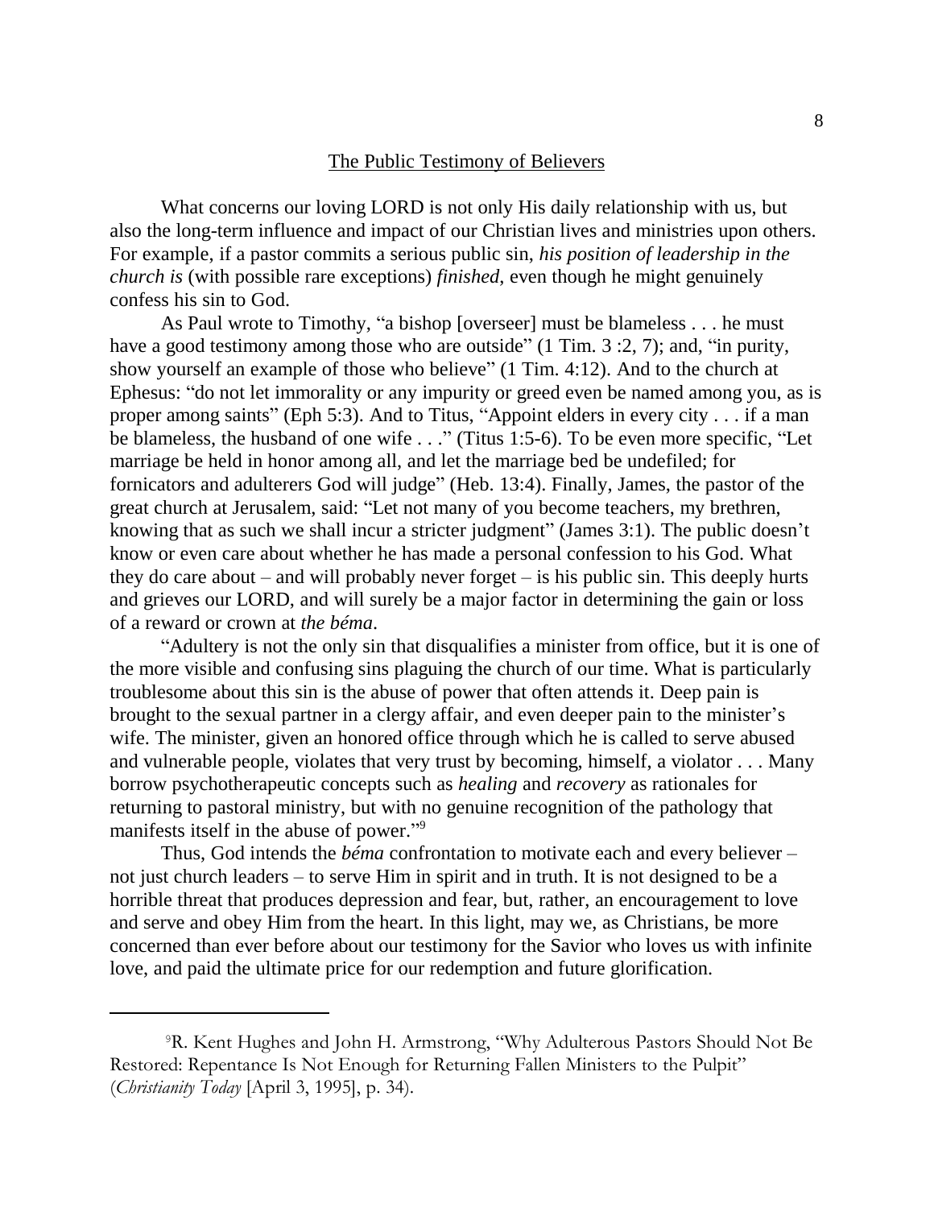## The Public Testimony of Believers

What concerns our loving LORD is not only His daily relationship with us, but also the long-term influence and impact of our Christian lives and ministries upon others. For example, if a pastor commits a serious public sin, *his position of leadership in the church is* (with possible rare exceptions) *finished*, even though he might genuinely confess his sin to God.

As Paul wrote to Timothy, "a bishop [overseer] must be blameless . . . he must have a good testimony among those who are outside" (1 Tim. 3 :2, 7); and, "in purity, show yourself an example of those who believe" (1 Tim. 4:12). And to the church at Ephesus: "do not let immorality or any impurity or greed even be named among you, as is proper among saints" (Eph 5:3). And to Titus, "Appoint elders in every city . . . if a man be blameless, the husband of one wife . . ." (Titus 1:5-6). To be even more specific, "Let marriage be held in honor among all, and let the marriage bed be undefiled; for fornicators and adulterers God will judge" (Heb. 13:4). Finally, James, the pastor of the great church at Jerusalem, said: "Let not many of you become teachers, my brethren, knowing that as such we shall incur a stricter judgment" (James 3:1). The public doesn't know or even care about whether he has made a personal confession to his God. What they do care about – and will probably never forget – is his public sin. This deeply hurts and grieves our LORD, and will surely be a major factor in determining the gain or loss of a reward or crown at *the béma*.

"Adultery is not the only sin that disqualifies a minister from office, but it is one of the more visible and confusing sins plaguing the church of our time. What is particularly troublesome about this sin is the abuse of power that often attends it. Deep pain is brought to the sexual partner in a clergy affair, and even deeper pain to the minister's wife. The minister, given an honored office through which he is called to serve abused and vulnerable people, violates that very trust by becoming, himself, a violator . . . Many borrow psychotherapeutic concepts such as *healing* and *recovery* as rationales for returning to pastoral ministry, but with no genuine recognition of the pathology that manifests itself in the abuse of power."[9]

Thus, God intends the *béma* confrontation to motivate each and every believer – not just church leaders – to serve Him in spirit and in truth. It is not designed to be a horrible threat that produces depression and fear, but, rather, an encouragement to love and serve and obey Him from the heart. In this light, may we, as Christians, be more concerned than ever before about our testimony for the Savior who loves us with infinite love, and paid the ultimate price for our redemption and future glorification.

---

[9]R. Kent Hughes and John H. Armstrong, "Why Adulterous Pastors Should Not Be Restored: Repentance Is Not Enough for Returning Fallen Ministers to the Pulpit" (*Christianity Today* [April 3, 1995], p. 34).